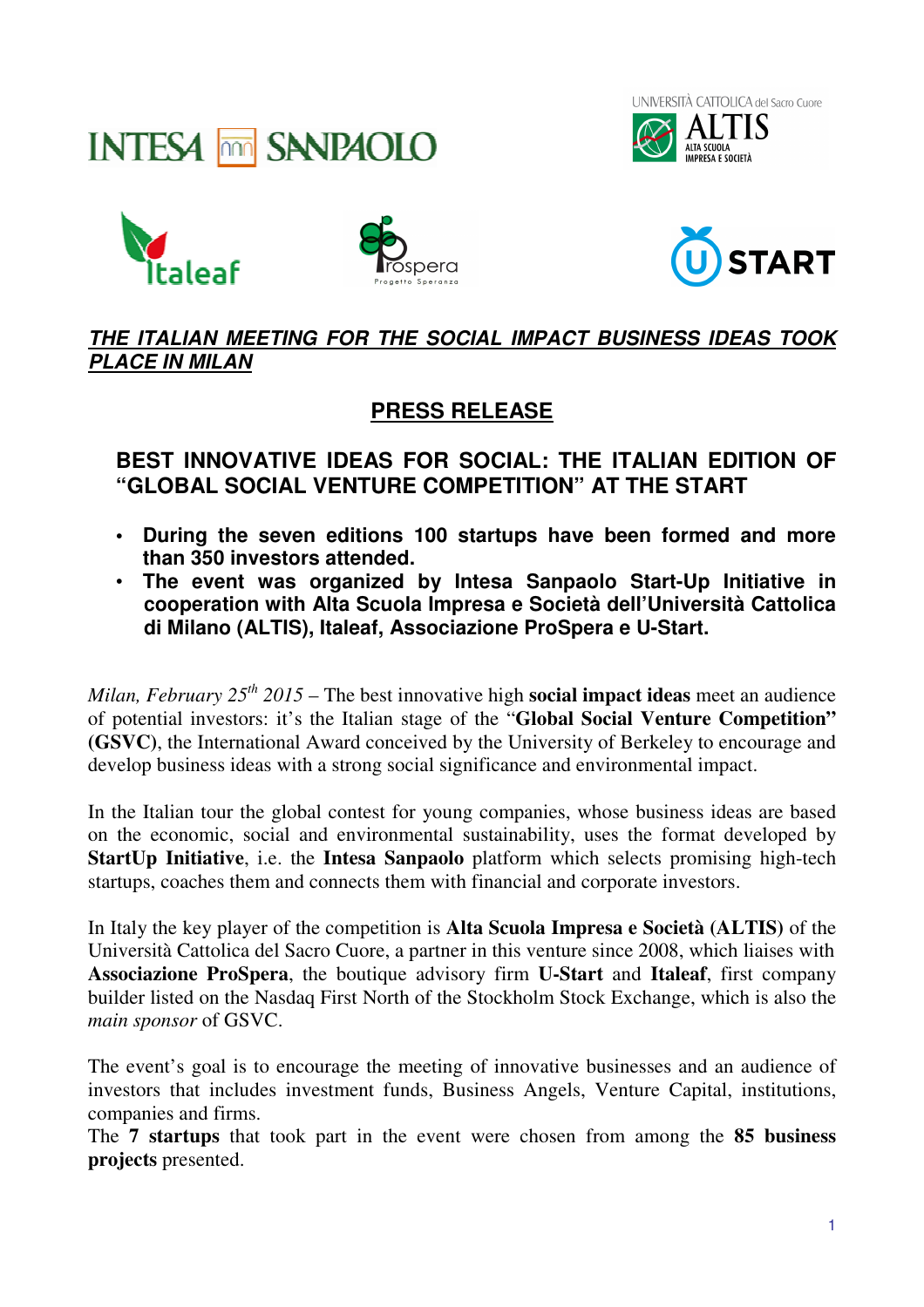**_THE ITALIAN MEETING FOR THE SOCIAL IMPACT BUSINESS IDEAS TOOK PLACE IN MILAN_**

## PRESS RELEASE

### BEST INNOVATIVE IDEAS FOR SOCIAL: THE ITALIAN EDITION OF "GLOBAL SOCIAL VENTURE COMPETITION" AT THE START

- **During the seven editions 100 startups have been formed and more than 350 investors attended.**
- **The event was organized by Intesa Sanpaolo Start-Up Initiative in cooperation with Alta Scuola Impresa e Società dell'Università Cattolica di Milano (ALTIS), Italeaf, Associazione ProSpera e U-Start.**

*Milan, February 25th 2015* – The best innovative high **social impact ideas** meet an audience of potential investors: it's the Italian stage of the "**Global Social Venture Competition" (GSVC)**, the International Award conceived by the University of Berkeley to encourage and develop business ideas with a strong social significance and environmental impact.

In the Italian tour the global contest for young companies, whose business ideas are based on the economic, social and environmental sustainability, uses the format developed by **StartUp Initiative**, i.e. the **Intesa Sanpaolo** platform which selects promising high-tech startups, coaches them and connects them with financial and corporate investors.

In Italy the key player of the competition is **Alta Scuola Impresa e Società (ALTIS)** of the Università Cattolica del Sacro Cuore, a partner in this venture since 2008, which liaises with **Associazione ProSpera**, the boutique advisory firm **U-Start** and **Italeaf**, first company builder listed on the Nasdaq First North of the Stockholm Stock Exchange, which is also the *main sponsor* of GSVC.

The event's goal is to encourage the meeting of innovative businesses and an audience of investors that includes investment funds, Business Angels, Venture Capital, institutions, companies and firms.

The **7 startups** that took part in the event were chosen from among the **85 business projects** presented.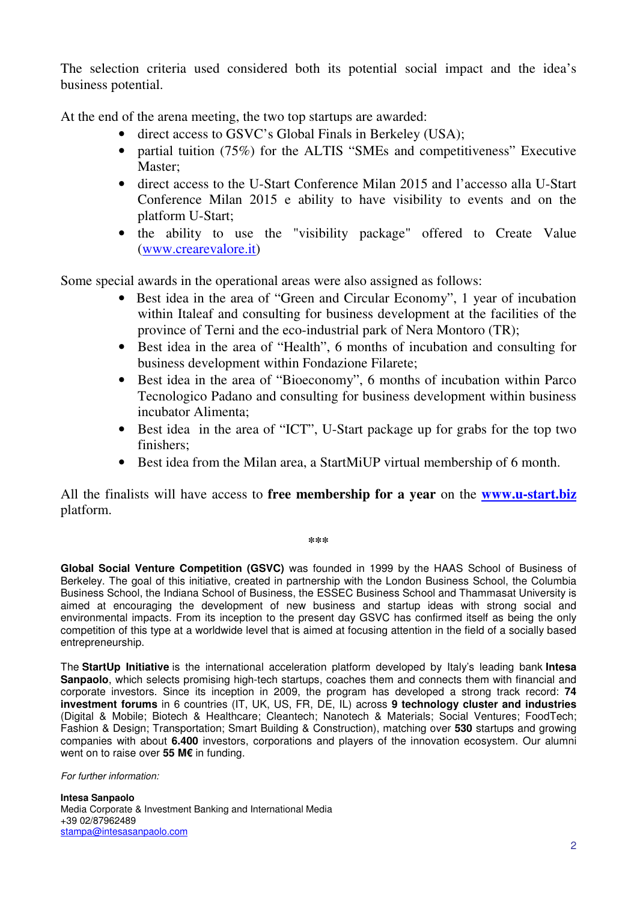The selection criteria used considered both its potential social impact and the idea's business potential.

At the end of the arena meeting, the two top startups are awarded:

- direct access to GSVC's Global Finals in Berkeley (USA);
- partial tuition (75%) for the ALTIS "SMEs and competitiveness" Executive Master;
- direct access to the U-Start Conference Milan 2015 and l'accesso alla U-Start Conference Milan 2015 e ability to have visibility to events and on the platform U-Start;
- the ability to use the "visibility package" offered to Create Value ([www.crearevalore.it](http://www.crearevalore.it))

Some special awards in the operational areas were also assigned as follows:

- Best idea in the area of "Green and Circular Economy", 1 year of incubation within Italeaf and consulting for business development at the facilities of the province of Terni and the eco-industrial park of Nera Montoro (TR);
- Best idea in the area of "Health", 6 months of incubation and consulting for business development within Fondazione Filarete;
- Best idea in the area of "Bioeconomy", 6 months of incubation within Parco Tecnologico Padano and consulting for business development within business incubator Alimenta;
- Best idea in the area of "ICT", U-Start package up for grabs for the top two finishers;
- Best idea from the Milan area, a StartMiUP virtual membership of 6 month.

All the finalists will have access to **free membership for a year** on the **[www.u-start.biz](http://www.u-start.biz)** platform.

\*\*\*

**Global Social Venture Competition (GSVC)** was founded in 1999 by the HAAS School of Business of Berkeley. The goal of this initiative, created in partnership with the London Business School, the Columbia Business School, the Indiana School of Business, the ESSEC Business School and Thammasat University is aimed at encouraging the development of new business and startup ideas with strong social and environmental impacts. From its inception to the present day GSVC has confirmed itself as being the only competition of this type at a worldwide level that is aimed at focusing attention in the field of a socially based entrepreneurship.

The **StartUp Initiative** is the international acceleration platform developed by Italy's leading bank **Intesa Sanpaolo**, which selects promising high-tech startups, coaches them and connects them with financial and corporate investors. Since its inception in 2009, the program has developed a strong track record: **74 investment forums** in 6 countries (IT, UK, US, FR, DE, IL) across **9 technology cluster and industries** (Digital & Mobile; Biotech & Healthcare; Cleantech; Nanotech & Materials; Social Ventures; FoodTech; Fashion & Design; Transportation; Smart Building & Construction), matching over **530** startups and growing companies with about **6.400** investors, corporations and players of the innovation ecosystem. Our alumni went on to raise over **55 M€** in funding.

*For further information:*

**Intesa Sanpaolo**
Media Corporate & Investment Banking and International Media
+39 02/87962489
[stampa@intesasanpaolo.com](mailto:stampa@intesasanpaolo.com)